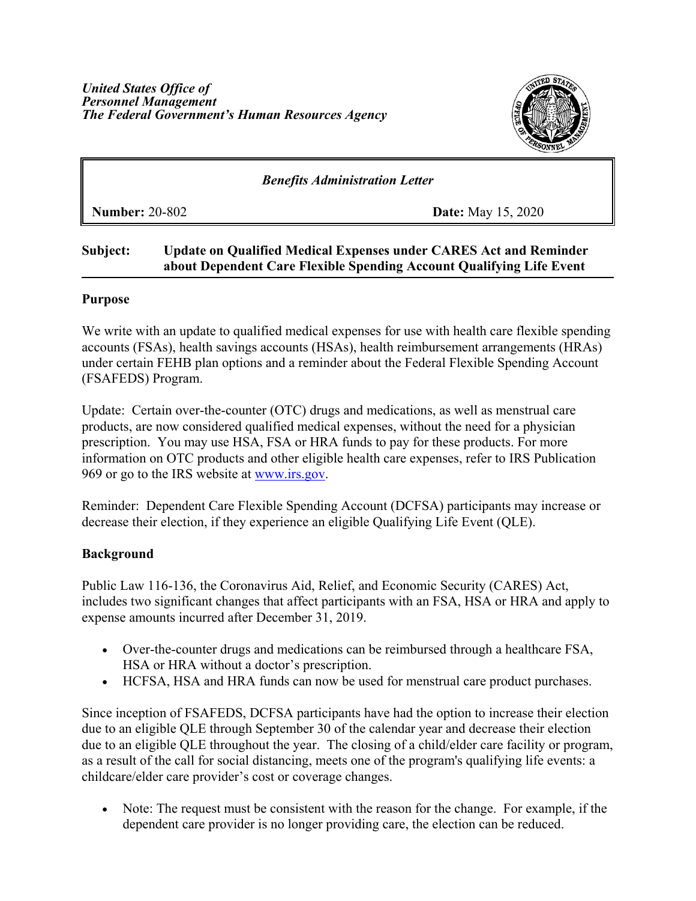*United States Office of*
*Personnel Management*
*The Federal Government's Human Resources Agency*

| *Benefits Administration Letter* | |
|---|---|
| **Number:** 20-802 | **Date:** May 15, 2020 |

**Subject:** **Update on Qualified Medical Expenses under CARES Act and Reminder about Dependent Care Flexible Spending Account Qualifying Life Event**

## Purpose

We write with an update to qualified medical expenses for use with health care flexible spending accounts (FSAs), health savings accounts (HSAs), health reimbursement arrangements (HRAs) under certain FEHB plan options and a reminder about the Federal Flexible Spending Account (FSAFEDS) Program.

Update: Certain over-the-counter (OTC) drugs and medications, as well as menstrual care products, are now considered qualified medical expenses, without the need for a physician prescription. You may use HSA, FSA or HRA funds to pay for these products. For more information on OTC products and other eligible health care expenses, refer to IRS Publication 969 or go to the IRS website at www.irs.gov.

Reminder: Dependent Care Flexible Spending Account (DCFSA) participants may increase or decrease their election, if they experience an eligible Qualifying Life Event (QLE).

## Background

Public Law 116-136, the Coronavirus Aid, Relief, and Economic Security (CARES) Act, includes two significant changes that affect participants with an FSA, HSA or HRA and apply to expense amounts incurred after December 31, 2019.

- Over-the-counter drugs and medications can be reimbursed through a healthcare FSA, HSA or HRA without a doctor's prescription.
- HCFSA, HSA and HRA funds can now be used for menstrual care product purchases.

Since inception of FSAFEDS, DCFSA participants have had the option to increase their election due to an eligible QLE through September 30 of the calendar year and decrease their election due to an eligible QLE throughout the year. The closing of a child/elder care facility or program, as a result of the call for social distancing, meets one of the program's qualifying life events: a childcare/elder care provider's cost or coverage changes.

- Note: The request must be consistent with the reason for the change. For example, if the dependent care provider is no longer providing care, the election can be reduced.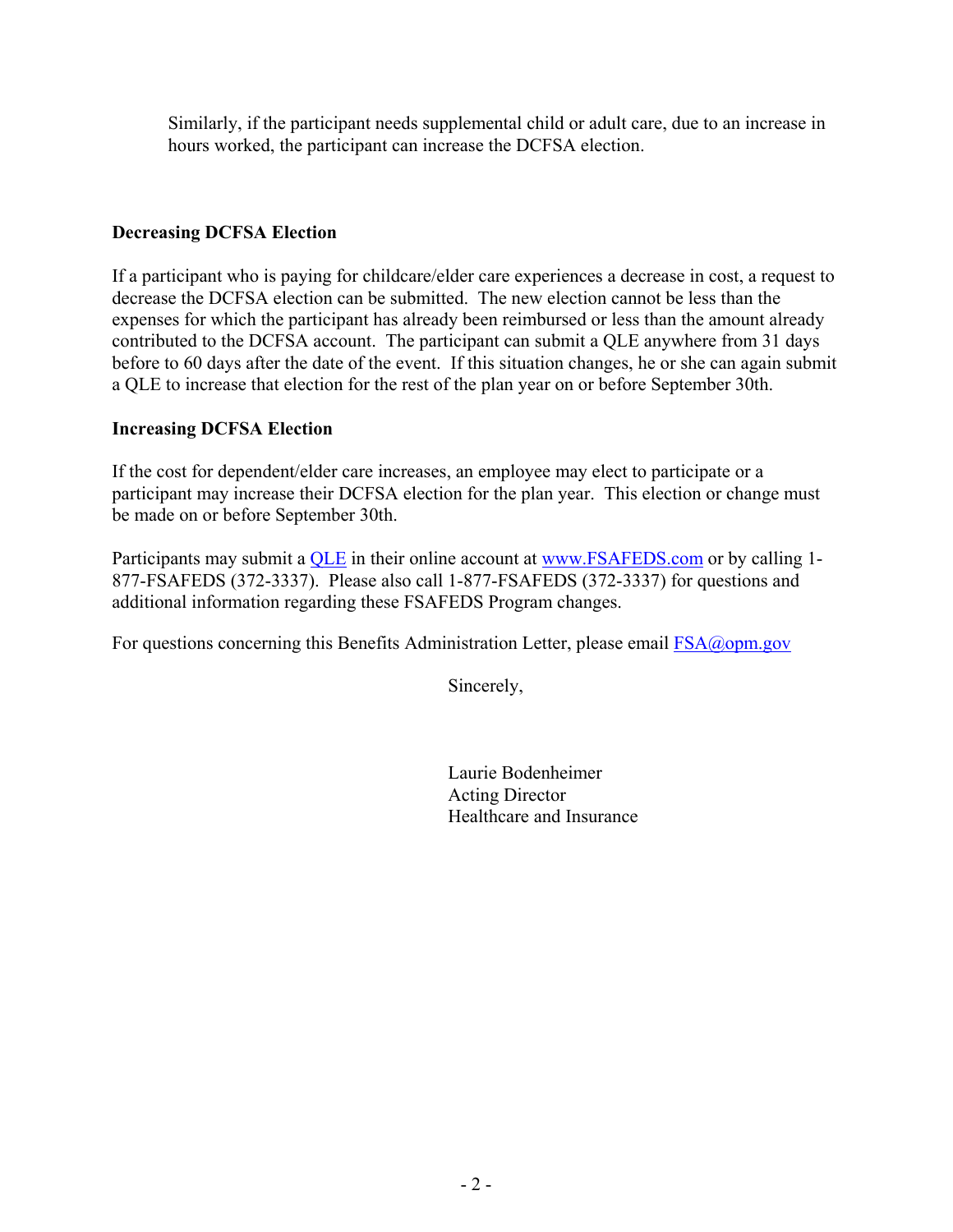Similarly, if the participant needs supplemental child or adult care, due to an increase in hours worked, the participant can increase the DCFSA election.

**Decreasing DCFSA Election**

If a participant who is paying for childcare/elder care experiences a decrease in cost, a request to decrease the DCFSA election can be submitted. The new election cannot be less than the expenses for which the participant has already been reimbursed or less than the amount already contributed to the DCFSA account. The participant can submit a QLE anywhere from 31 days before to 60 days after the date of the event. If this situation changes, he or she can again submit a QLE to increase that election for the rest of the plan year on or before September 30th.

**Increasing DCFSA Election**

If the cost for dependent/elder care increases, an employee may elect to participate or a participant may increase their DCFSA election for the plan year. This election or change must be made on or before September 30th.

Participants may submit a QLE in their online account at www.FSAFEDS.com or by calling 1-877-FSAFEDS (372-3337). Please also call 1-877-FSAFEDS (372-3337) for questions and additional information regarding these FSAFEDS Program changes.

For questions concerning this Benefits Administration Letter, please email FSA@opm.gov

Sincerely,

Laurie Bodenheimer
Acting Director
Healthcare and Insurance